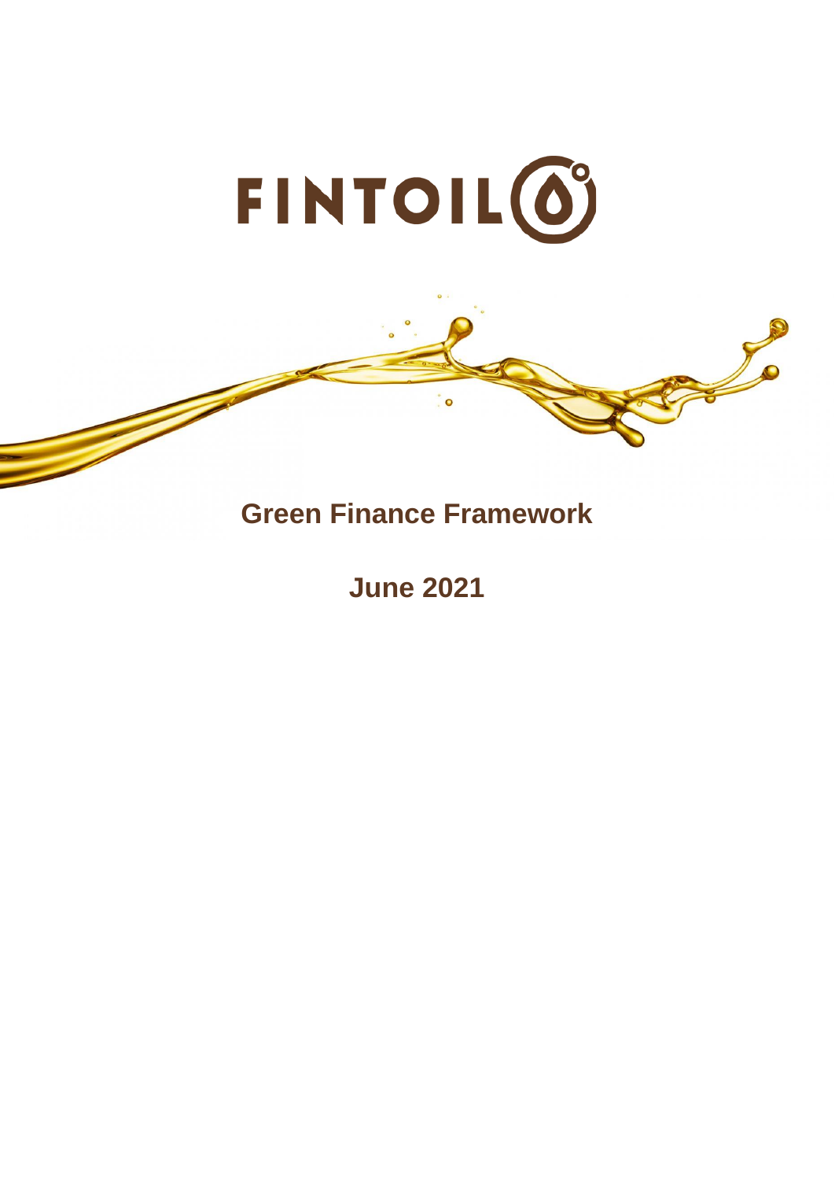# FINTOIL

## Green Finance Framework

**June 2021**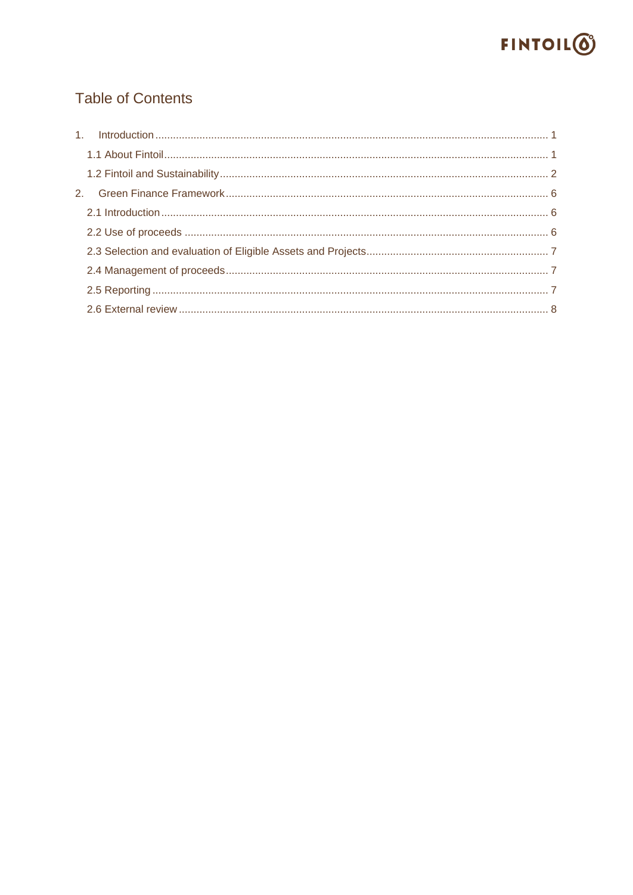## Table of Contents

1. Introduction ........ 1
   - 1.1 About Fintoil ........ 1
   - 1.2 Fintoil and Sustainability ........ 2
2. Green Finance Framework ........ 6
   - 2.1 Introduction ........ 6
   - 2.2 Use of proceeds ........ 6
   - 2.3 Selection and evaluation of Eligible Assets and Projects ........ 7
   - 2.4 Management of proceeds ........ 7
   - 2.5 Reporting ........ 7
   - 2.6 External review ........ 8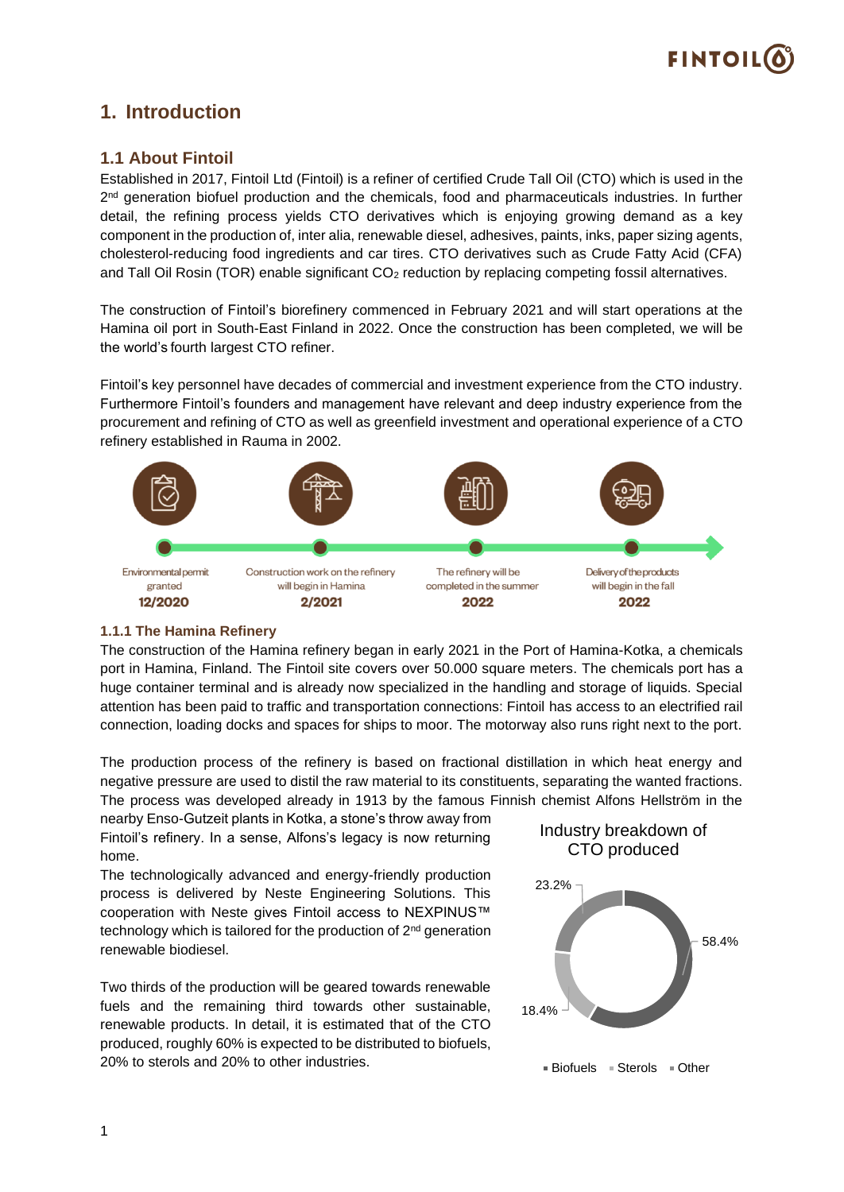# 1. Introduction

## 1.1 About Fintoil

Established in 2017, Fintoil Ltd (Fintoil) is a refiner of certified Crude Tall Oil (CTO) which is used in the 2nd generation biofuel production and the chemicals, food and pharmaceuticals industries. In further detail, the refining process yields CTO derivatives which is enjoying growing demand as a key component in the production of, inter alia, renewable diesel, adhesives, paints, inks, paper sizing agents, cholesterol-reducing food ingredients and car tires. CTO derivatives such as Crude Fatty Acid (CFA) and Tall Oil Rosin (TOR) enable significant $CO_2$ reduction by replacing competing fossil alternatives.

The construction of Fintoil's biorefinery commenced in February 2021 and will start operations at the Hamina oil port in South-East Finland in 2022. Once the construction has been completed, we will be the world's fourth largest CTO refiner.

Fintoil's key personnel have decades of commercial and investment experience from the CTO industry. Furthermore Fintoil's founders and management have relevant and deep industry experience from the procurement and refining of CTO as well as greenfield investment and operational experience of a CTO refinery established in Rauma in 2002.

Environmental permit granted
**12/2020**

Construction work on the refinery will begin in Hamina
**2/2021**

The refinery will be completed in the summer
**2022**

Delivery of the products will begin in the fall
**2022**

### 1.1.1 The Hamina Refinery

The construction of the Hamina refinery began in early 2021 in the Port of Hamina-Kotka, a chemicals port in Hamina, Finland. The Fintoil site covers over 50.000 square meters. The chemicals port has a huge container terminal and is already now specialized in the handling and storage of liquids. Special attention has been paid to traffic and transportation connections: Fintoil has access to an electrified rail connection, loading docks and spaces for ships to moor. The motorway also runs right next to the port.

The production process of the refinery is based on fractional distillation in which heat energy and negative pressure are used to distil the raw material to its constituents, separating the wanted fractions. The process was developed already in 1913 by the famous Finnish chemist Alfons Hellström in the nearby Enso-Gutzeit plants in Kotka, a stone's throw away from Fintoil's refinery. In a sense, Alfons's legacy is now returning home.

The technologically advanced and energy-friendly production process is delivered by Neste Engineering Solutions. This cooperation with Neste gives Fintoil access to NEXPINUS™ technology which is tailored for the production of 2nd generation renewable biodiesel.

Two thirds of the production will be geared towards renewable fuels and the remaining third towards other sustainable, renewable products. In detail, it is estimated that of the CTO produced, roughly 60% is expected to be distributed to biofuels, 20% to sterols and 20% to other industries.

Industry breakdown of CTO produced

| Category | Share |
| --- | --- |
| Biofuels | 58.4% |
| Sterols | 18.4% |
| Other | 23.2% |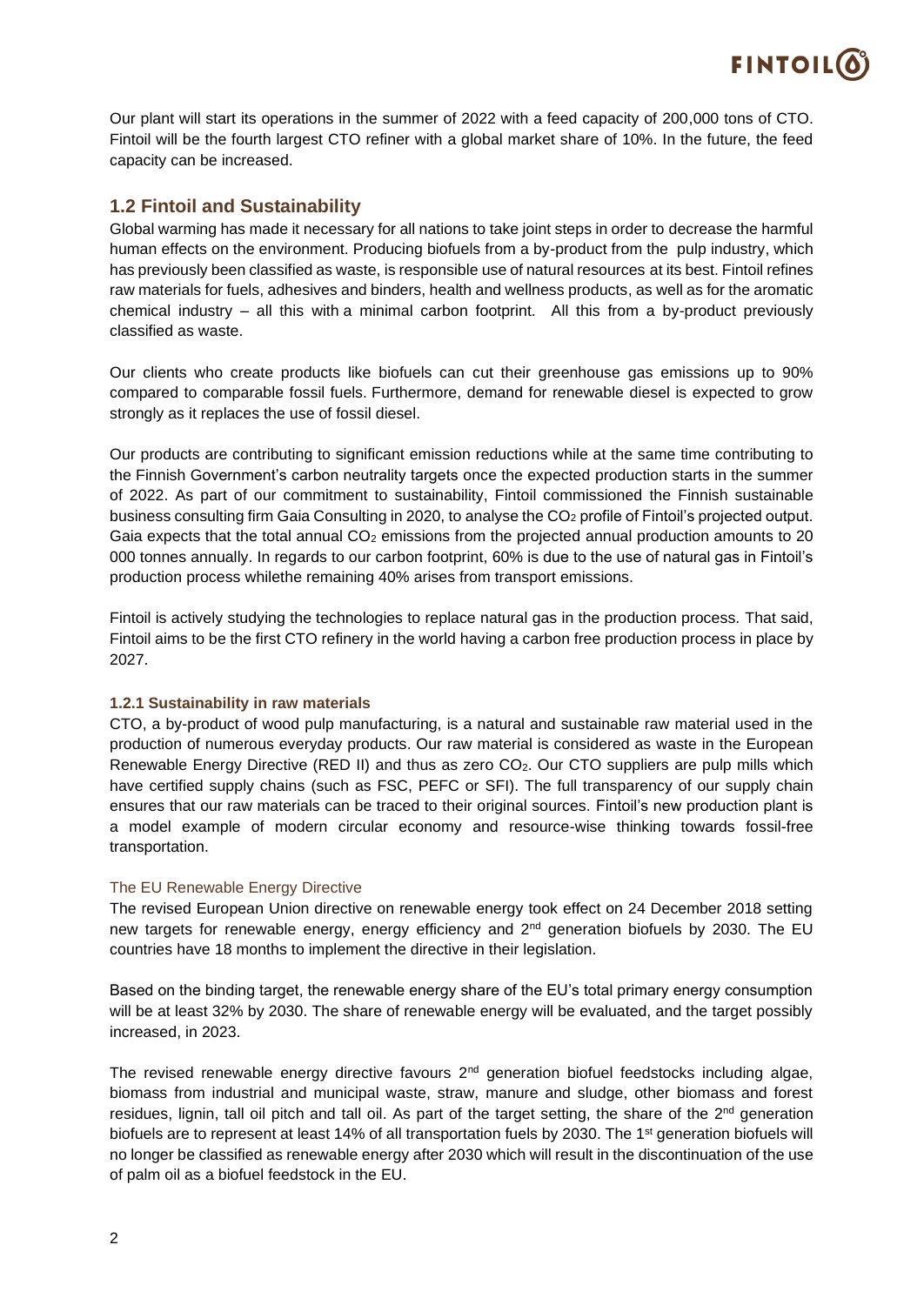Our plant will start its operations in the summer of 2022 with a feed capacity of 200,000 tons of CTO. Fintoil will be the fourth largest CTO refiner with a global market share of 10%. In the future, the feed capacity can be increased.

## 1.2 Fintoil and Sustainability

Global warming has made it necessary for all nations to take joint steps in order to decrease the harmful human effects on the environment. Producing biofuels from a by-product from the pulp industry, which has previously been classified as waste, is responsible use of natural resources at its best. Fintoil refines raw materials for fuels, adhesives and binders, health and wellness products, as well as for the aromatic chemical industry – all this with a minimal carbon footprint. All this from a by-product previously classified as waste.

Our clients who create products like biofuels can cut their greenhouse gas emissions up to 90% compared to comparable fossil fuels. Furthermore, demand for renewable diesel is expected to grow strongly as it replaces the use of fossil diesel.

Our products are contributing to significant emission reductions while at the same time contributing to the Finnish Government's carbon neutrality targets once the expected production starts in the summer of 2022. As part of our commitment to sustainability, Fintoil commissioned the Finnish sustainable business consulting firm Gaia Consulting in 2020, to analyse the $CO_2$ profile of Fintoil's projected output. Gaia expects that the total annual $CO_2$ emissions from the projected annual production amounts to 20 000 tonnes annually. In regards to our carbon footprint, 60% is due to the use of natural gas in Fintoil's production process whilethe remaining 40% arises from transport emissions.

Fintoil is actively studying the technologies to replace natural gas in the production process. That said, Fintoil aims to be the first CTO refinery in the world having a carbon free production process in place by 2027.

### 1.2.1 Sustainability in raw materials

CTO, a by-product of wood pulp manufacturing, is a natural and sustainable raw material used in the production of numerous everyday products. Our raw material is considered as waste in the European Renewable Energy Directive (RED II) and thus as zero $CO_2$. Our CTO suppliers are pulp mills which have certified supply chains (such as FSC, PEFC or SFI). The full transparency of our supply chain ensures that our raw materials can be traced to their original sources. Fintoil's new production plant is a model example of modern circular economy and resource-wise thinking towards fossil-free transportation.

#### The EU Renewable Energy Directive

The revised European Union directive on renewable energy took effect on 24 December 2018 setting new targets for renewable energy, energy efficiency and 2nd generation biofuels by 2030. The EU countries have 18 months to implement the directive in their legislation.

Based on the binding target, the renewable energy share of the EU's total primary energy consumption will be at least 32% by 2030. The share of renewable energy will be evaluated, and the target possibly increased, in 2023.

The revised renewable energy directive favours 2nd generation biofuel feedstocks including algae, biomass from industrial and municipal waste, straw, manure and sludge, other biomass and forest residues, lignin, tall oil pitch and tall oil. As part of the target setting, the share of the 2nd generation biofuels are to represent at least 14% of all transportation fuels by 2030. The 1st generation biofuels will no longer be classified as renewable energy after 2030 which will result in the discontinuation of the use of palm oil as a biofuel feedstock in the EU.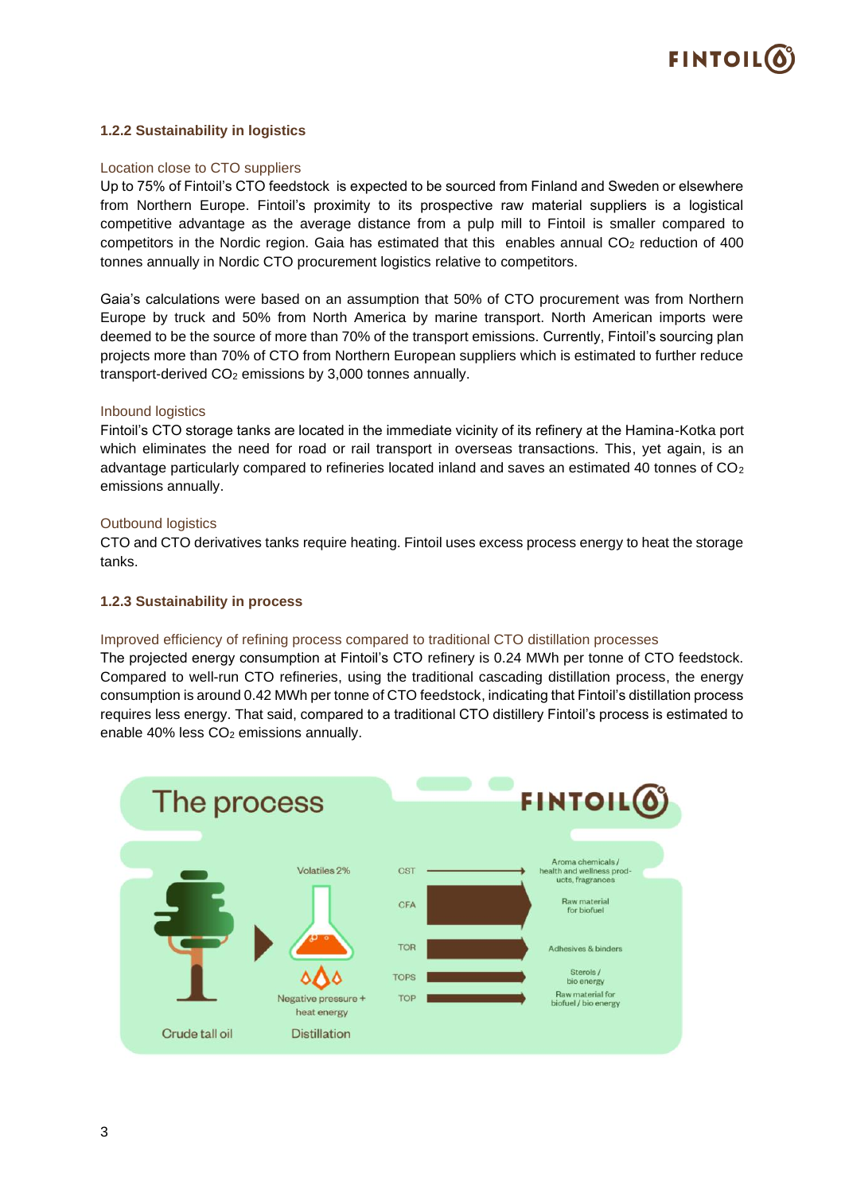### 1.2.2 Sustainability in logistics

Location close to CTO suppliers

Up to 75% of Fintoil's CTO feedstock is expected to be sourced from Finland and Sweden or elsewhere from Northern Europe. Fintoil's proximity to its prospective raw material suppliers is a logistical competitive advantage as the average distance from a pulp mill to Fintoil is smaller compared to competitors in the Nordic region. Gaia has estimated that this enables annual $CO_2$ reduction of 400 tonnes annually in Nordic CTO procurement logistics relative to competitors.

Gaia's calculations were based on an assumption that 50% of CTO procurement was from Northern Europe by truck and 50% from North America by marine transport. North American imports were deemed to be the source of more than 70% of the transport emissions. Currently, Fintoil's sourcing plan projects more than 70% of CTO from Northern European suppliers which is estimated to further reduce transport-derived $CO_2$ emissions by 3,000 tonnes annually.

Inbound logistics

Fintoil's CTO storage tanks are located in the immediate vicinity of its refinery at the Hamina-Kotka port which eliminates the need for road or rail transport in overseas transactions. This, yet again, is an advantage particularly compared to refineries located inland and saves an estimated 40 tonnes of $CO_2$ emissions annually.

Outbound logistics

CTO and CTO derivatives tanks require heating. Fintoil uses excess process energy to heat the storage tanks.

### 1.2.3 Sustainability in process

Improved efficiency of refining process compared to traditional CTO distillation processes

The projected energy consumption at Fintoil's CTO refinery is 0.24 MWh per tonne of CTO feedstock. Compared to well-run CTO refineries, using the traditional cascading distillation process, the energy consumption is around 0.42 MWh per tonne of CTO feedstock, indicating that Fintoil's distillation process requires less energy. That said, compared to a traditional CTO distillery Fintoil's process is estimated to enable 40% less $CO_2$ emissions annually.

The process

FINTOIL

Crude tall oil → Distillation (Volatiles 2%; Negative pressure + heat energy)

| Product | Use |
|---|---|
| CST | Aroma chemicals / health and wellness products, fragrances |
| CFA | Raw material for biofuel |
| TOR | Adhesives & binders |
| TOPS | Sterols / bio energy |
| TOP | Raw material for biofuel / bio energy |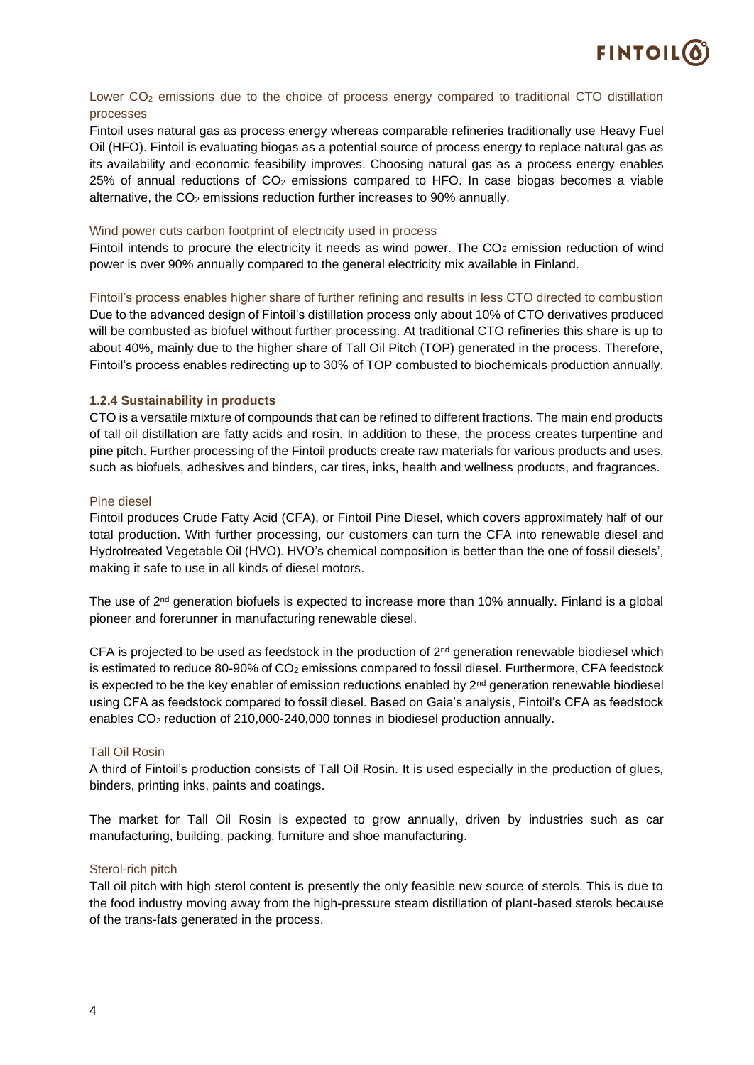### Lower $CO_2$ emissions due to the choice of process energy compared to traditional CTO distillation processes

Fintoil uses natural gas as process energy whereas comparable refineries traditionally use Heavy Fuel Oil (HFO). Fintoil is evaluating biogas as a potential source of process energy to replace natural gas as its availability and economic feasibility improves. Choosing natural gas as a process energy enables 25% of annual reductions of $CO_2$ emissions compared to HFO. In case biogas becomes a viable alternative, the $CO_2$ emissions reduction further increases to 90% annually.

### Wind power cuts carbon footprint of electricity used in process

Fintoil intends to procure the electricity it needs as wind power. The $CO_2$ emission reduction of wind power is over 90% annually compared to the general electricity mix available in Finland.

### Fintoil's process enables higher share of further refining and results in less CTO directed to combustion

Due to the advanced design of Fintoil's distillation process only about 10% of CTO derivatives produced will be combusted as biofuel without further processing. At traditional CTO refineries this share is up to about 40%, mainly due to the higher share of Tall Oil Pitch (TOP) generated in the process. Therefore, Fintoil's process enables redirecting up to 30% of TOP combusted to biochemicals production annually.

#### 1.2.4 Sustainability in products

CTO is a versatile mixture of compounds that can be refined to different fractions. The main end products of tall oil distillation are fatty acids and rosin. In addition to these, the process creates turpentine and pine pitch. Further processing of the Fintoil products create raw materials for various products and uses, such as biofuels, adhesives and binders, car tires, inks, health and wellness products, and fragrances.

### Pine diesel

Fintoil produces Crude Fatty Acid (CFA), or Fintoil Pine Diesel, which covers approximately half of our total production. With further processing, our customers can turn the CFA into renewable diesel and Hydrotreated Vegetable Oil (HVO). HVO's chemical composition is better than the one of fossil diesels', making it safe to use in all kinds of diesel motors.

The use of 2nd generation biofuels is expected to increase more than 10% annually. Finland is a global pioneer and forerunner in manufacturing renewable diesel.

CFA is projected to be used as feedstock in the production of 2nd generation renewable biodiesel which is estimated to reduce 80-90% of $CO_2$ emissions compared to fossil diesel. Furthermore, CFA feedstock is expected to be the key enabler of emission reductions enabled by 2nd generation renewable biodiesel using CFA as feedstock compared to fossil diesel. Based on Gaia's analysis, Fintoil's CFA as feedstock enables $CO_2$ reduction of 210,000-240,000 tonnes in biodiesel production annually.

### Tall Oil Rosin

A third of Fintoil's production consists of Tall Oil Rosin. It is used especially in the production of glues, binders, printing inks, paints and coatings.

The market for Tall Oil Rosin is expected to grow annually, driven by industries such as car manufacturing, building, packing, furniture and shoe manufacturing.

### Sterol-rich pitch

Tall oil pitch with high sterol content is presently the only feasible new source of sterols. This is due to the food industry moving away from the high-pressure steam distillation of plant-based sterols because of the trans-fats generated in the process.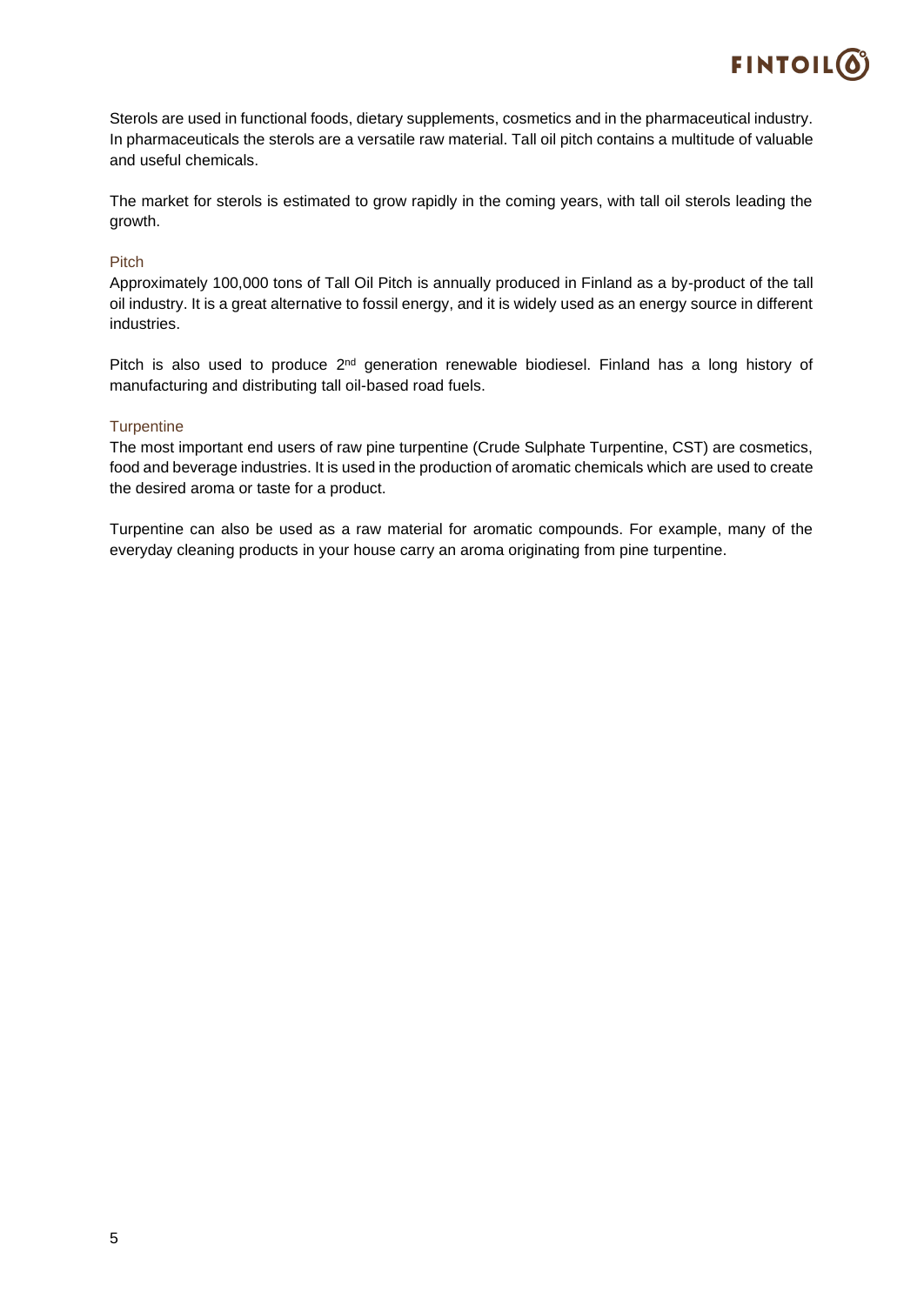Sterols are used in functional foods, dietary supplements, cosmetics and in the pharmaceutical industry. In pharmaceuticals the sterols are a versatile raw material. Tall oil pitch contains a multitude of valuable and useful chemicals.

The market for sterols is estimated to grow rapidly in the coming years, with tall oil sterols leading the growth.

### Pitch

Approximately 100,000 tons of Tall Oil Pitch is annually produced in Finland as a by-product of the tall oil industry. It is a great alternative to fossil energy, and it is widely used as an energy source in different industries.

Pitch is also used to produce 2nd generation renewable biodiesel. Finland has a long history of manufacturing and distributing tall oil-based road fuels.

### Turpentine

The most important end users of raw pine turpentine (Crude Sulphate Turpentine, CST) are cosmetics, food and beverage industries. It is used in the production of aromatic chemicals which are used to create the desired aroma or taste for a product.

Turpentine can also be used as a raw material for aromatic compounds. For example, many of the everyday cleaning products in your house carry an aroma originating from pine turpentine.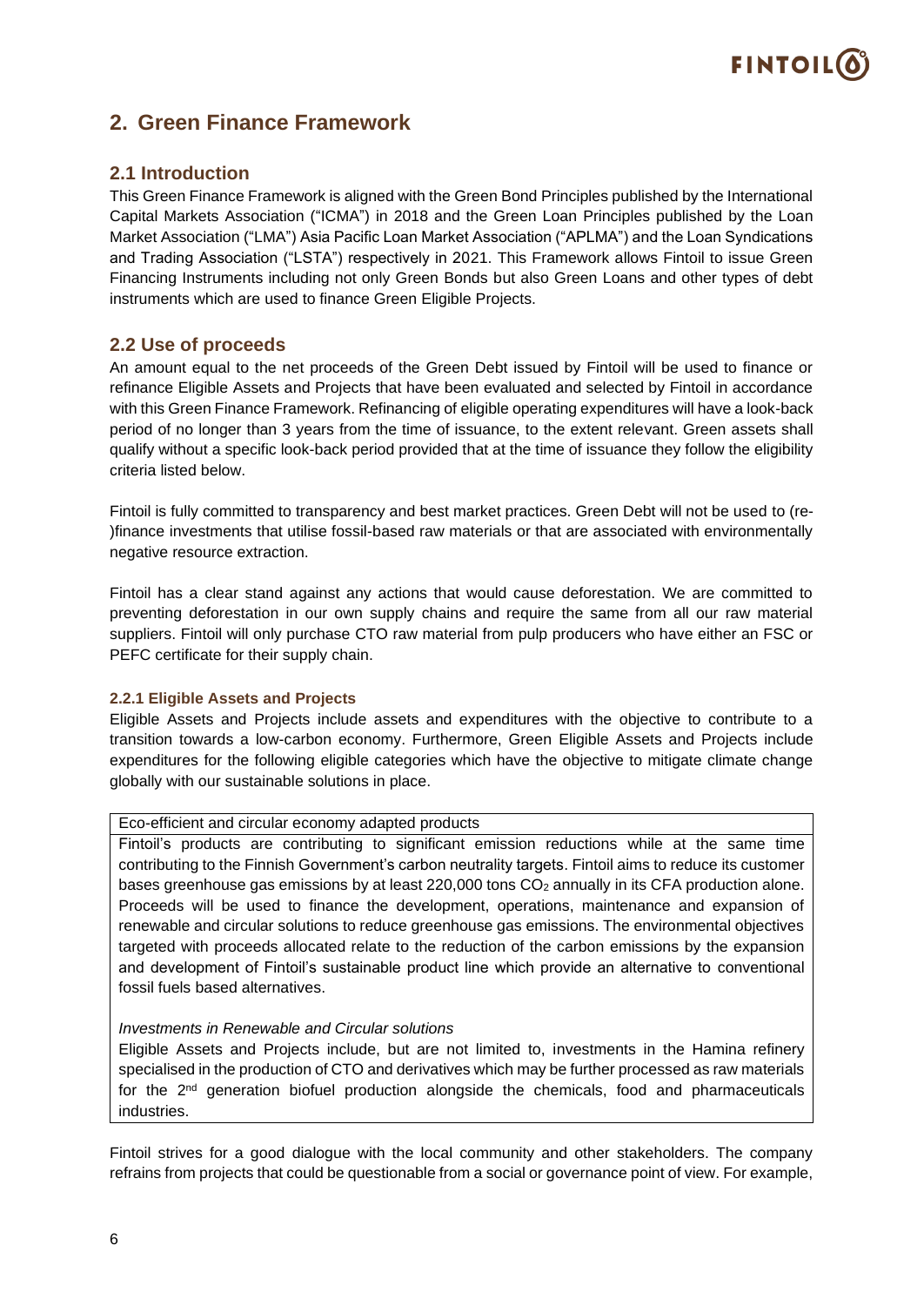## 2. Green Finance Framework

### 2.1 Introduction

This Green Finance Framework is aligned with the Green Bond Principles published by the International Capital Markets Association ("ICMA") in 2018 and the Green Loan Principles published by the Loan Market Association ("LMA") Asia Pacific Loan Market Association ("APLMA") and the Loan Syndications and Trading Association ("LSTA") respectively in 2021. This Framework allows Fintoil to issue Green Financing Instruments including not only Green Bonds but also Green Loans and other types of debt instruments which are used to finance Green Eligible Projects.

### 2.2 Use of proceeds

An amount equal to the net proceeds of the Green Debt issued by Fintoil will be used to finance or refinance Eligible Assets and Projects that have been evaluated and selected by Fintoil in accordance with this Green Finance Framework. Refinancing of eligible operating expenditures will have a look-back period of no longer than 3 years from the time of issuance, to the extent relevant. Green assets shall qualify without a specific look-back period provided that at the time of issuance they follow the eligibility criteria listed below.

Fintoil is fully committed to transparency and best market practices. Green Debt will not be used to (re-)finance investments that utilise fossil-based raw materials or that are associated with environmentally negative resource extraction.

Fintoil has a clear stand against any actions that would cause deforestation. We are committed to preventing deforestation in our own supply chains and require the same from all our raw material suppliers. Fintoil will only purchase CTO raw material from pulp producers who have either an FSC or PEFC certificate for their supply chain.

#### 2.2.1 Eligible Assets and Projects

Eligible Assets and Projects include assets and expenditures with the objective to contribute to a transition towards a low-carbon economy. Furthermore, Green Eligible Assets and Projects include expenditures for the following eligible categories which have the objective to mitigate climate change globally with our sustainable solutions in place.

| Eco-efficient and circular economy adapted products |
| --- |
| Fintoil's products are contributing to significant emission reductions while at the same time contributing to the Finnish Government's carbon neutrality targets. Fintoil aims to reduce its customer bases greenhouse gas emissions by at least 220,000 tons $CO_2$ annually in its CFA production alone. Proceeds will be used to finance the development, operations, maintenance and expansion of renewable and circular solutions to reduce greenhouse gas emissions. The environmental objectives targeted with proceeds allocated relate to the reduction of the carbon emissions by the expansion and development of Fintoil's sustainable product line which provide an alternative to conventional fossil fuels based alternatives.<br><br>*Investments in Renewable and Circular solutions*<br>Eligible Assets and Projects include, but are not limited to, investments in the Hamina refinery specialised in the production of CTO and derivatives which may be further processed as raw materials for the 2nd generation biofuel production alongside the chemicals, food and pharmaceuticals industries. |

Fintoil strives for a good dialogue with the local community and other stakeholders. The company refrains from projects that could be questionable from a social or governance point of view. For example,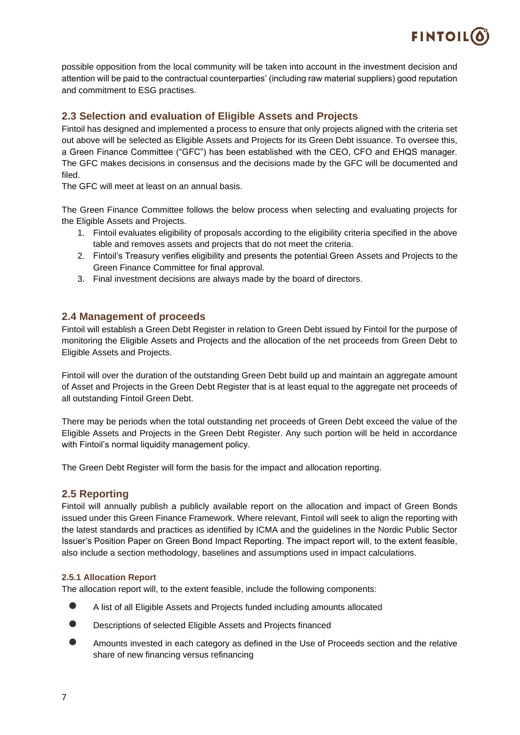possible opposition from the local community will be taken into account in the investment decision and attention will be paid to the contractual counterparties' (including raw material suppliers) good reputation and commitment to ESG practises.

## 2.3 Selection and evaluation of Eligible Assets and Projects

Fintoil has designed and implemented a process to ensure that only projects aligned with the criteria set out above will be selected as Eligible Assets and Projects for its Green Debt issuance. To oversee this, a Green Finance Committee ("GFC") has been established with the CEO, CFO and EHQS manager. The GFC makes decisions in consensus and the decisions made by the GFC will be documented and filed.

The GFC will meet at least on an annual basis.

The Green Finance Committee follows the below process when selecting and evaluating projects for the Eligible Assets and Projects.

1. Fintoil evaluates eligibility of proposals according to the eligibility criteria specified in the above table and removes assets and projects that do not meet the criteria.
2. Fintoil's Treasury verifies eligibility and presents the potential Green Assets and Projects to the Green Finance Committee for final approval.
3. Final investment decisions are always made by the board of directors.

## 2.4 Management of proceeds

Fintoil will establish a Green Debt Register in relation to Green Debt issued by Fintoil for the purpose of monitoring the Eligible Assets and Projects and the allocation of the net proceeds from Green Debt to Eligible Assets and Projects.

Fintoil will over the duration of the outstanding Green Debt build up and maintain an aggregate amount of Asset and Projects in the Green Debt Register that is at least equal to the aggregate net proceeds of all outstanding Fintoil Green Debt.

There may be periods when the total outstanding net proceeds of Green Debt exceed the value of the Eligible Assets and Projects in the Green Debt Register. Any such portion will be held in accordance with Fintoil's normal liquidity management policy.

The Green Debt Register will form the basis for the impact and allocation reporting.

## 2.5 Reporting

Fintoil will annually publish a publicly available report on the allocation and impact of Green Bonds issued under this Green Finance Framework. Where relevant, Fintoil will seek to align the reporting with the latest standards and practices as identified by ICMA and the guidelines in the Nordic Public Sector Issuer's Position Paper on Green Bond Impact Reporting. The impact report will, to the extent feasible, also include a section methodology, baselines and assumptions used in impact calculations.

### 2.5.1 Allocation Report

The allocation report will, to the extent feasible, include the following components:

- A list of all Eligible Assets and Projects funded including amounts allocated
- Descriptions of selected Eligible Assets and Projects financed
- Amounts invested in each category as defined in the Use of Proceeds section and the relative share of new financing versus refinancing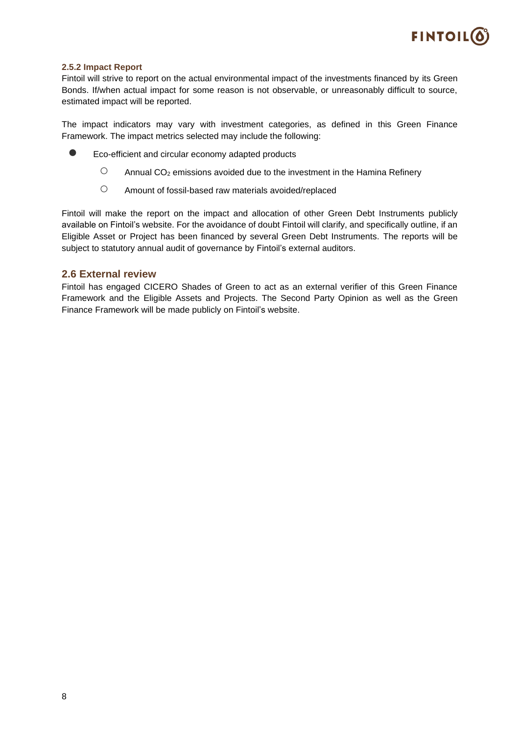#### 2.5.2 Impact Report

Fintoil will strive to report on the actual environmental impact of the investments financed by its Green Bonds. If/when actual impact for some reason is not observable, or unreasonably difficult to source, estimated impact will be reported.

The impact indicators may vary with investment categories, as defined in this Green Finance Framework. The impact metrics selected may include the following:

- Eco-efficient and circular economy adapted products
  - Annual $CO_2$ emissions avoided due to the investment in the Hamina Refinery
  - Amount of fossil-based raw materials avoided/replaced

Fintoil will make the report on the impact and allocation of other Green Debt Instruments publicly available on Fintoil's website. For the avoidance of doubt Fintoil will clarify, and specifically outline, if an Eligible Asset or Project has been financed by several Green Debt Instruments. The reports will be subject to statutory annual audit of governance by Fintoil's external auditors.

### 2.6 External review

Fintoil has engaged CICERO Shades of Green to act as an external verifier of this Green Finance Framework and the Eligible Assets and Projects. The Second Party Opinion as well as the Green Finance Framework will be made publicly on Fintoil's website.